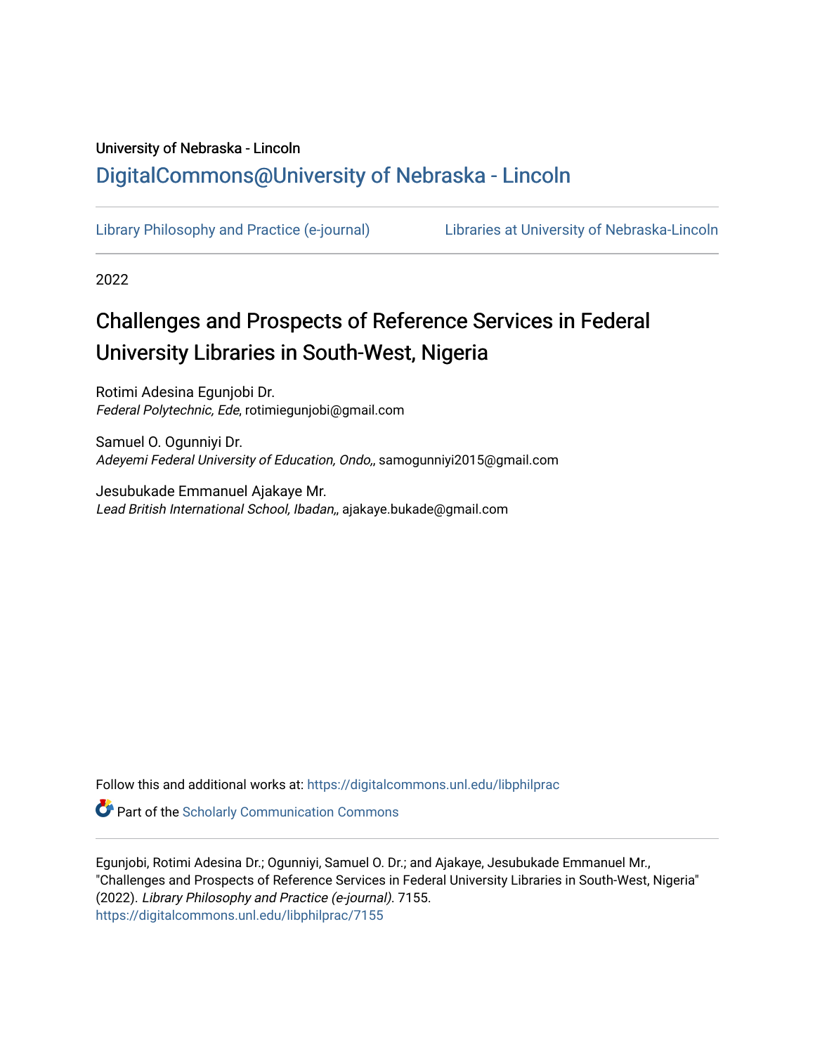University of Nebraska - Lincoln

## DigitalCommons@University of Nebraska - Lincoln

Library Philosophy and Practice (e-journal) | Libraries at University of Nebraska-Lincoln

2022

# Challenges and Prospects of Reference Services in Federal University Libraries in South-West, Nigeria

Rotimi Adesina Egunjobi Dr.
*Federal Polytechnic, Ede*, rotimiegunjobi@gmail.com

Samuel O. Ogunniyi Dr.
*Adeyemi Federal University of Education, Ondo,*, samogunniyi2015@gmail.com

Jesubukade Emmanuel Ajakaye Mr.
*Lead British International School, Ibadan,*, ajakaye.bukade@gmail.com

Follow this and additional works at: https://digitalcommons.unl.edu/libphilprac

Part of the Scholarly Communication Commons

Egunjobi, Rotimi Adesina Dr.; Ogunniyi, Samuel O. Dr.; and Ajakaye, Jesubukade Emmanuel Mr., "Challenges and Prospects of Reference Services in Federal University Libraries in South-West, Nigeria" (2022). *Library Philosophy and Practice (e-journal)*. 7155.
https://digitalcommons.unl.edu/libphilprac/7155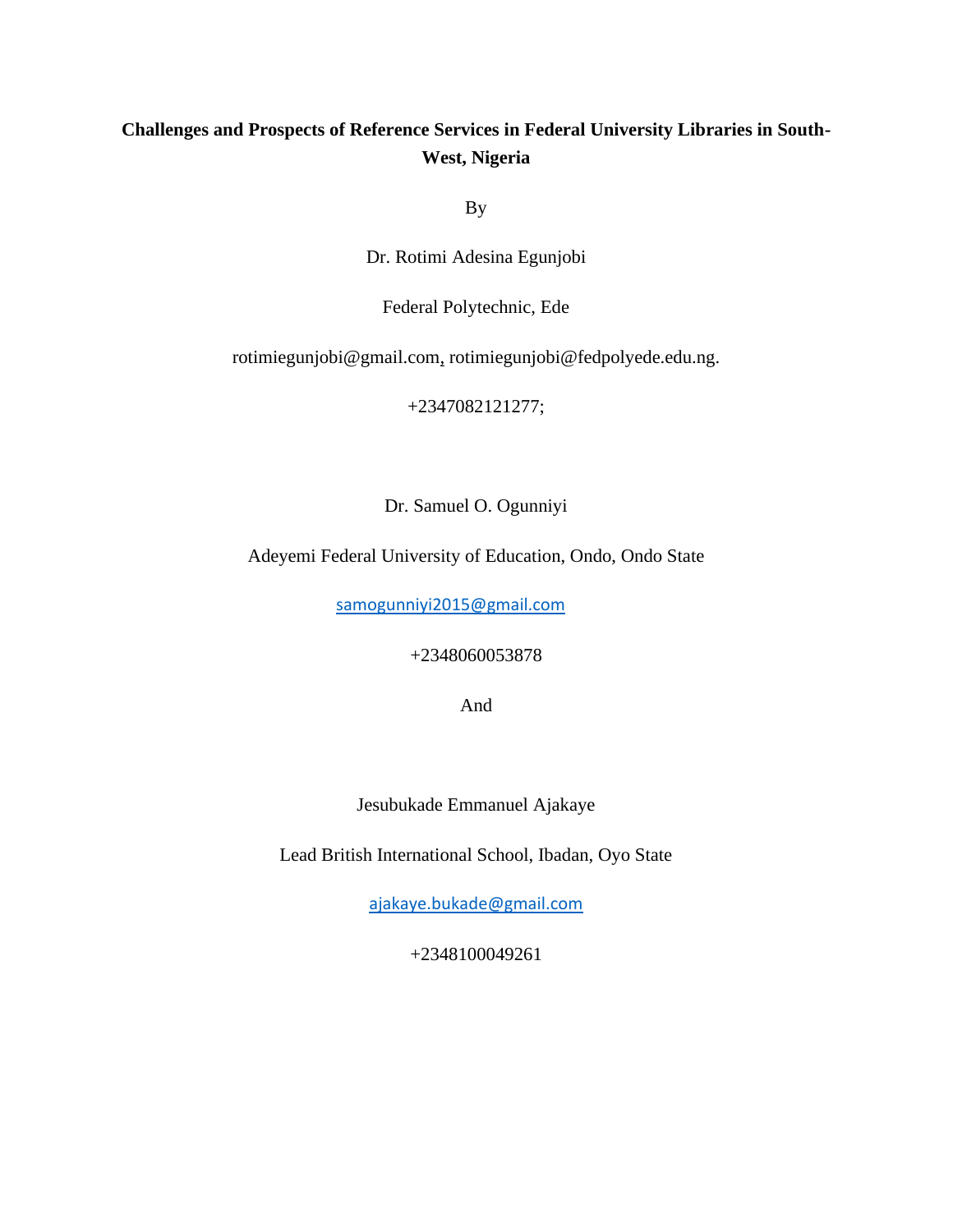**Challenges and Prospects of Reference Services in Federal University Libraries in South-West, Nigeria**

By

Dr. Rotimi Adesina Egunjobi

Federal Polytechnic, Ede

rotimiegunjobi@gmail.com, rotimiegunjobi@fedpolyede.edu.ng.

+2347082121277;

Dr. Samuel O. Ogunniyi

Adeyemi Federal University of Education, Ondo, Ondo State

samogunniyi2015@gmail.com

+2348060053878

And

Jesubukade Emmanuel Ajakaye

Lead British International School, Ibadan, Oyo State

ajakaye.bukade@gmail.com

+2348100049261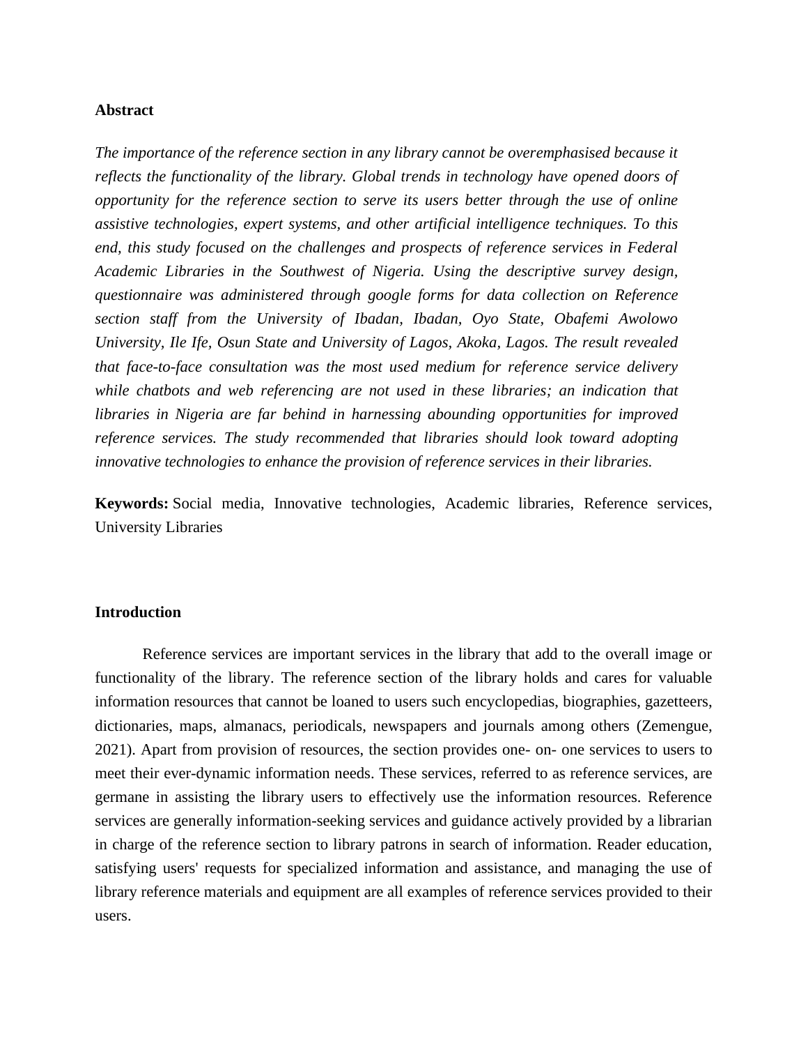## Abstract

*The importance of the reference section in any library cannot be overemphasised because it reflects the functionality of the library. Global trends in technology have opened doors of opportunity for the reference section to serve its users better through the use of online assistive technologies, expert systems, and other artificial intelligence techniques. To this end, this study focused on the challenges and prospects of reference services in Federal Academic Libraries in the Southwest of Nigeria. Using the descriptive survey design, questionnaire was administered through google forms for data collection on Reference section staff from the University of Ibadan, Ibadan, Oyo State, Obafemi Awolowo University, Ile Ife, Osun State and University of Lagos, Akoka, Lagos. The result revealed that face-to-face consultation was the most used medium for reference service delivery while chatbots and web referencing are not used in these libraries; an indication that libraries in Nigeria are far behind in harnessing abounding opportunities for improved reference services. The study recommended that libraries should look toward adopting innovative technologies to enhance the provision of reference services in their libraries.*

**Keywords:** Social media, Innovative technologies, Academic libraries, Reference services, University Libraries

## Introduction

Reference services are important services in the library that add to the overall image or functionality of the library. The reference section of the library holds and cares for valuable information resources that cannot be loaned to users such encyclopedias, biographies, gazetteers, dictionaries, maps, almanacs, periodicals, newspapers and journals among others (Zemengue, 2021). Apart from provision of resources, the section provides one- on- one services to users to meet their ever-dynamic information needs. These services, referred to as reference services, are germane in assisting the library users to effectively use the information resources. Reference services are generally information-seeking services and guidance actively provided by a librarian in charge of the reference section to library patrons in search of information. Reader education, satisfying users' requests for specialized information and assistance, and managing the use of library reference materials and equipment are all examples of reference services provided to their users.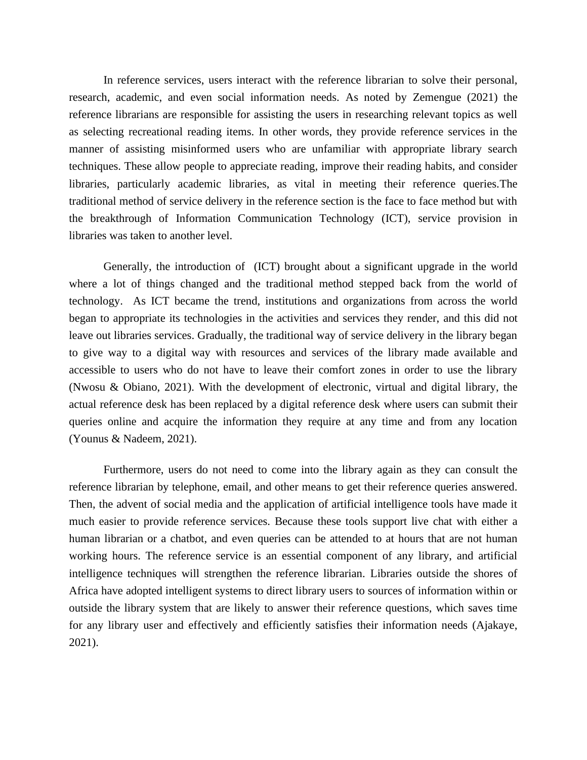In reference services, users interact with the reference librarian to solve their personal, research, academic, and even social information needs. As noted by Zemengue (2021) the reference librarians are responsible for assisting the users in researching relevant topics as well as selecting recreational reading items. In other words, they provide reference services in the manner of assisting misinformed users who are unfamiliar with appropriate library search techniques. These allow people to appreciate reading, improve their reading habits, and consider libraries, particularly academic libraries, as vital in meeting their reference queries.The traditional method of service delivery in the reference section is the face to face method but with the breakthrough of Information Communication Technology (ICT), service provision in libraries was taken to another level.

Generally, the introduction of (ICT) brought about a significant upgrade in the world where a lot of things changed and the traditional method stepped back from the world of technology. As ICT became the trend, institutions and organizations from across the world began to appropriate its technologies in the activities and services they render, and this did not leave out libraries services. Gradually, the traditional way of service delivery in the library began to give way to a digital way with resources and services of the library made available and accessible to users who do not have to leave their comfort zones in order to use the library (Nwosu & Obiano, 2021). With the development of electronic, virtual and digital library, the actual reference desk has been replaced by a digital reference desk where users can submit their queries online and acquire the information they require at any time and from any location (Younus & Nadeem, 2021).

Furthermore, users do not need to come into the library again as they can consult the reference librarian by telephone, email, and other means to get their reference queries answered. Then, the advent of social media and the application of artificial intelligence tools have made it much easier to provide reference services. Because these tools support live chat with either a human librarian or a chatbot, and even queries can be attended to at hours that are not human working hours. The reference service is an essential component of any library, and artificial intelligence techniques will strengthen the reference librarian. Libraries outside the shores of Africa have adopted intelligent systems to direct library users to sources of information within or outside the library system that are likely to answer their reference questions, which saves time for any library user and effectively and efficiently satisfies their information needs (Ajakaye, 2021).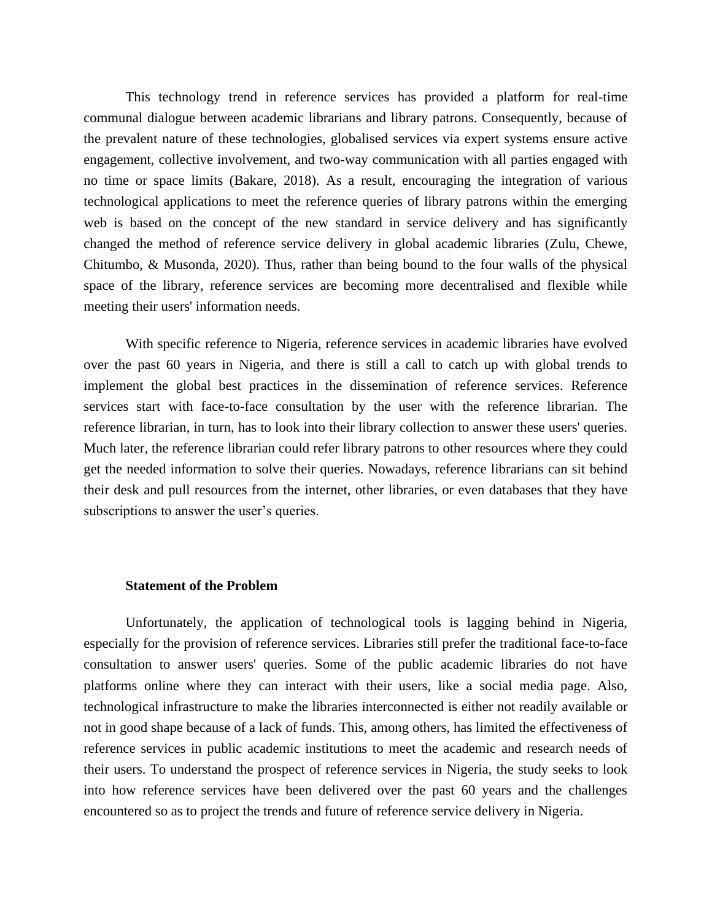This technology trend in reference services has provided a platform for real-time communal dialogue between academic librarians and library patrons. Consequently, because of the prevalent nature of these technologies, globalised services via expert systems ensure active engagement, collective involvement, and two-way communication with all parties engaged with no time or space limits (Bakare, 2018). As a result, encouraging the integration of various technological applications to meet the reference queries of library patrons within the emerging web is based on the concept of the new standard in service delivery and has significantly changed the method of reference service delivery in global academic libraries (Zulu, Chewe, Chitumbo, & Musonda, 2020). Thus, rather than being bound to the four walls of the physical space of the library, reference services are becoming more decentralised and flexible while meeting their users' information needs.

With specific reference to Nigeria, reference services in academic libraries have evolved over the past 60 years in Nigeria, and there is still a call to catch up with global trends to implement the global best practices in the dissemination of reference services. Reference services start with face-to-face consultation by the user with the reference librarian. The reference librarian, in turn, has to look into their library collection to answer these users' queries. Much later, the reference librarian could refer library patrons to other resources where they could get the needed information to solve their queries. Nowadays, reference librarians can sit behind their desk and pull resources from the internet, other libraries, or even databases that they have subscriptions to answer the user's queries.

## Statement of the Problem

Unfortunately, the application of technological tools is lagging behind in Nigeria, especially for the provision of reference services. Libraries still prefer the traditional face-to-face consultation to answer users' queries. Some of the public academic libraries do not have platforms online where they can interact with their users, like a social media page. Also, technological infrastructure to make the libraries interconnected is either not readily available or not in good shape because of a lack of funds. This, among others, has limited the effectiveness of reference services in public academic institutions to meet the academic and research needs of their users. To understand the prospect of reference services in Nigeria, the study seeks to look into how reference services have been delivered over the past 60 years and the challenges encountered so as to project the trends and future of reference service delivery in Nigeria.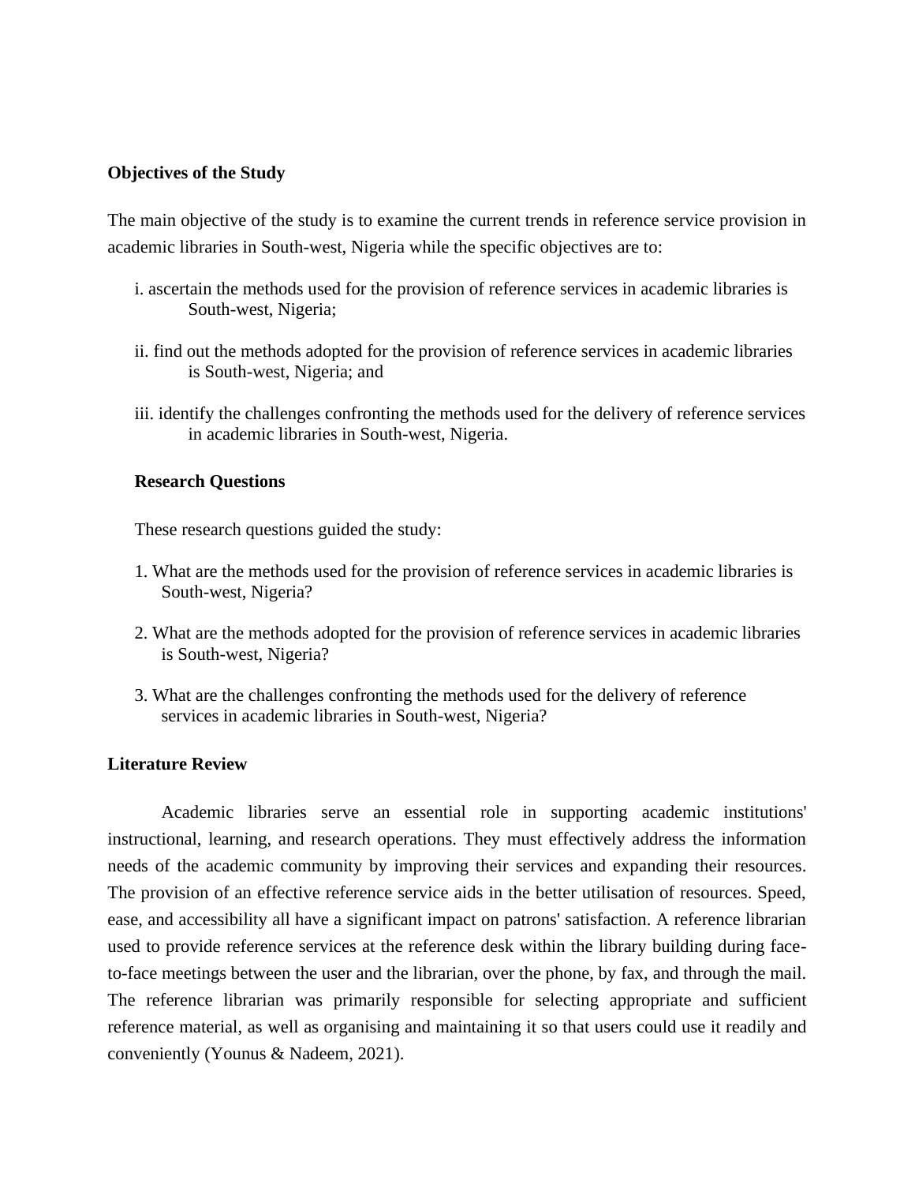## Objectives of the Study

The main objective of the study is to examine the current trends in reference service provision in academic libraries in South-west, Nigeria while the specific objectives are to:

i. ascertain the methods used for the provision of reference services in academic libraries is South-west, Nigeria;

ii. find out the methods adopted for the provision of reference services in academic libraries is South-west, Nigeria; and

iii. identify the challenges confronting the methods used for the delivery of reference services in academic libraries in South-west, Nigeria.

## Research Questions

These research questions guided the study:

1. What are the methods used for the provision of reference services in academic libraries is South-west, Nigeria?
2. What are the methods adopted for the provision of reference services in academic libraries is South-west, Nigeria?
3. What are the challenges confronting the methods used for the delivery of reference services in academic libraries in South-west, Nigeria?

## Literature Review

Academic libraries serve an essential role in supporting academic institutions' instructional, learning, and research operations. They must effectively address the information needs of the academic community by improving their services and expanding their resources. The provision of an effective reference service aids in the better utilisation of resources. Speed, ease, and accessibility all have a significant impact on patrons' satisfaction. A reference librarian used to provide reference services at the reference desk within the library building during face-to-face meetings between the user and the librarian, over the phone, by fax, and through the mail. The reference librarian was primarily responsible for selecting appropriate and sufficient reference material, as well as organising and maintaining it so that users could use it readily and conveniently (Younus & Nadeem, 2021).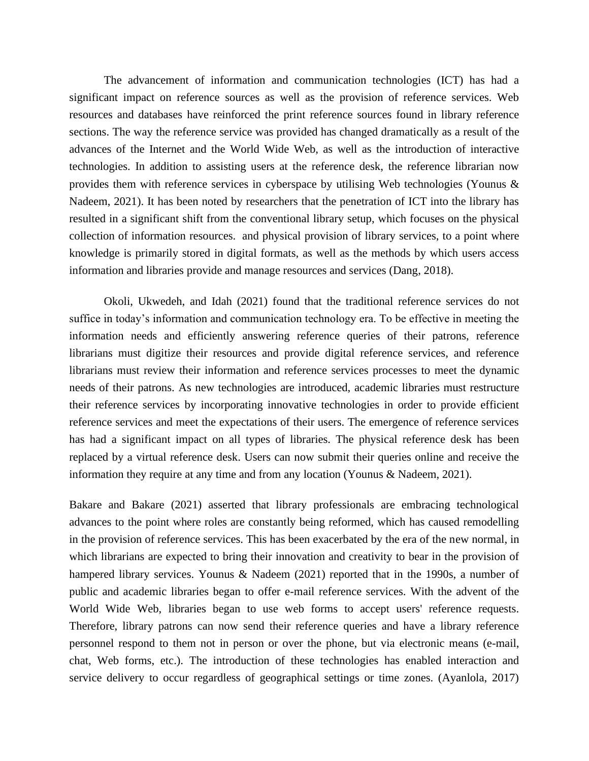The advancement of information and communication technologies (ICT) has had a significant impact on reference sources as well as the provision of reference services. Web resources and databases have reinforced the print reference sources found in library reference sections. The way the reference service was provided has changed dramatically as a result of the advances of the Internet and the World Wide Web, as well as the introduction of interactive technologies. In addition to assisting users at the reference desk, the reference librarian now provides them with reference services in cyberspace by utilising Web technologies (Younus & Nadeem, 2021). It has been noted by researchers that the penetration of ICT into the library has resulted in a significant shift from the conventional library setup, which focuses on the physical collection of information resources.  and physical provision of library services, to a point where knowledge is primarily stored in digital formats, as well as the methods by which users access information and libraries provide and manage resources and services (Dang, 2018).

Okoli, Ukwedeh, and Idah (2021) found that the traditional reference services do not suffice in today's information and communication technology era. To be effective in meeting the information needs and efficiently answering reference queries of their patrons, reference librarians must digitize their resources and provide digital reference services, and reference librarians must review their information and reference services processes to meet the dynamic needs of their patrons. As new technologies are introduced, academic libraries must restructure their reference services by incorporating innovative technologies in order to provide efficient reference services and meet the expectations of their users. The emergence of reference services has had a significant impact on all types of libraries. The physical reference desk has been replaced by a virtual reference desk. Users can now submit their queries online and receive the information they require at any time and from any location (Younus & Nadeem, 2021).

Bakare and Bakare (2021) asserted that library professionals are embracing technological advances to the point where roles are constantly being reformed, which has caused remodelling in the provision of reference services. This has been exacerbated by the era of the new normal, in which librarians are expected to bring their innovation and creativity to bear in the provision of hampered library services. Younus & Nadeem (2021) reported that in the 1990s, a number of public and academic libraries began to offer e-mail reference services. With the advent of the World Wide Web, libraries began to use web forms to accept users' reference requests. Therefore, library patrons can now send their reference queries and have a library reference personnel respond to them not in person or over the phone, but via electronic means (e-mail, chat, Web forms, etc.). The introduction of these technologies has enabled interaction and service delivery to occur regardless of geographical settings or time zones. (Ayanlola, 2017)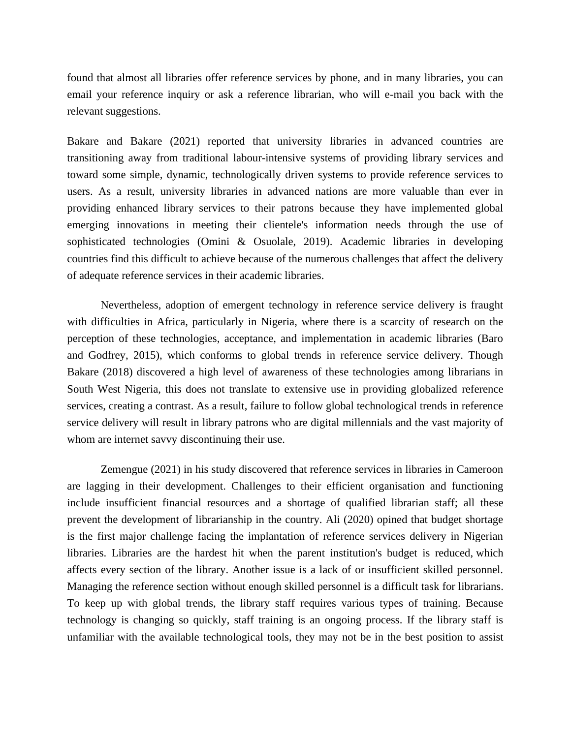found that almost all libraries offer reference services by phone, and in many libraries, you can email your reference inquiry or ask a reference librarian, who will e-mail you back with the relevant suggestions.

Bakare and Bakare (2021) reported that university libraries in advanced countries are transitioning away from traditional labour-intensive systems of providing library services and toward some simple, dynamic, technologically driven systems to provide reference services to users. As a result, university libraries in advanced nations are more valuable than ever in providing enhanced library services to their patrons because they have implemented global emerging innovations in meeting their clientele's information needs through the use of sophisticated technologies (Omini & Osuolale, 2019). Academic libraries in developing countries find this difficult to achieve because of the numerous challenges that affect the delivery of adequate reference services in their academic libraries.

Nevertheless, adoption of emergent technology in reference service delivery is fraught with difficulties in Africa, particularly in Nigeria, where there is a scarcity of research on the perception of these technologies, acceptance, and implementation in academic libraries (Baro and Godfrey, 2015), which conforms to global trends in reference service delivery. Though Bakare (2018) discovered a high level of awareness of these technologies among librarians in South West Nigeria, this does not translate to extensive use in providing globalized reference services, creating a contrast. As a result, failure to follow global technological trends in reference service delivery will result in library patrons who are digital millennials and the vast majority of whom are internet savvy discontinuing their use.

Zemengue (2021) in his study discovered that reference services in libraries in Cameroon are lagging in their development. Challenges to their efficient organisation and functioning include insufficient financial resources and a shortage of qualified librarian staff; all these prevent the development of librarianship in the country. Ali (2020) opined that budget shortage is the first major challenge facing the implantation of reference services delivery in Nigerian libraries. Libraries are the hardest hit when the parent institution's budget is reduced, which affects every section of the library. Another issue is a lack of or insufficient skilled personnel. Managing the reference section without enough skilled personnel is a difficult task for librarians. To keep up with global trends, the library staff requires various types of training. Because technology is changing so quickly, staff training is an ongoing process. If the library staff is unfamiliar with the available technological tools, they may not be in the best position to assist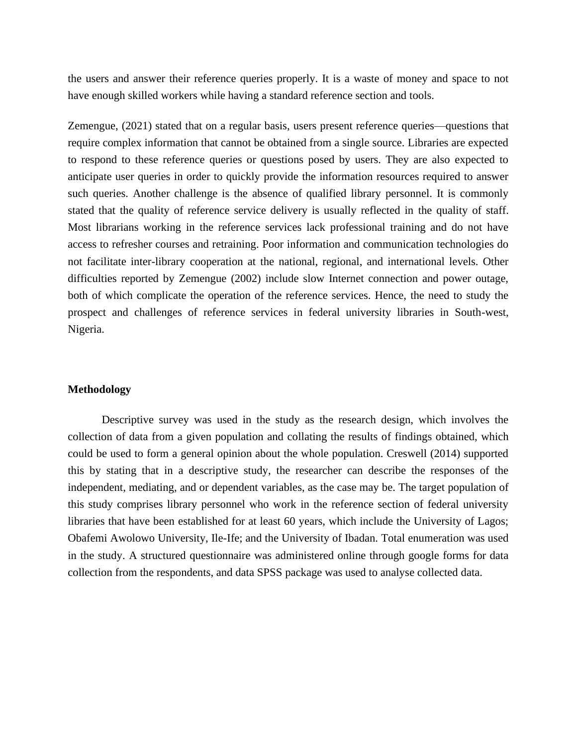the users and answer their reference queries properly. It is a waste of money and space to not have enough skilled workers while having a standard reference section and tools.

Zemengue, (2021) stated that on a regular basis, users present reference queries—questions that require complex information that cannot be obtained from a single source. Libraries are expected to respond to these reference queries or questions posed by users. They are also expected to anticipate user queries in order to quickly provide the information resources required to answer such queries. Another challenge is the absence of qualified library personnel. It is commonly stated that the quality of reference service delivery is usually reflected in the quality of staff. Most librarians working in the reference services lack professional training and do not have access to refresher courses and retraining. Poor information and communication technologies do not facilitate inter-library cooperation at the national, regional, and international levels. Other difficulties reported by Zemengue (2002) include slow Internet connection and power outage, both of which complicate the operation of the reference services. Hence, the need to study the prospect and challenges of reference services in federal university libraries in South-west, Nigeria.

**Methodology**

Descriptive survey was used in the study as the research design, which involves the collection of data from a given population and collating the results of findings obtained, which could be used to form a general opinion about the whole population. Creswell (2014) supported this by stating that in a descriptive study, the researcher can describe the responses of the independent, mediating, and or dependent variables, as the case may be. The target population of this study comprises library personnel who work in the reference section of federal university libraries that have been established for at least 60 years, which include the University of Lagos; Obafemi Awolowo University, Ile-Ife; and the University of Ibadan. Total enumeration was used in the study. A structured questionnaire was administered online through google forms for data collection from the respondents, and data SPSS package was used to analyse collected data.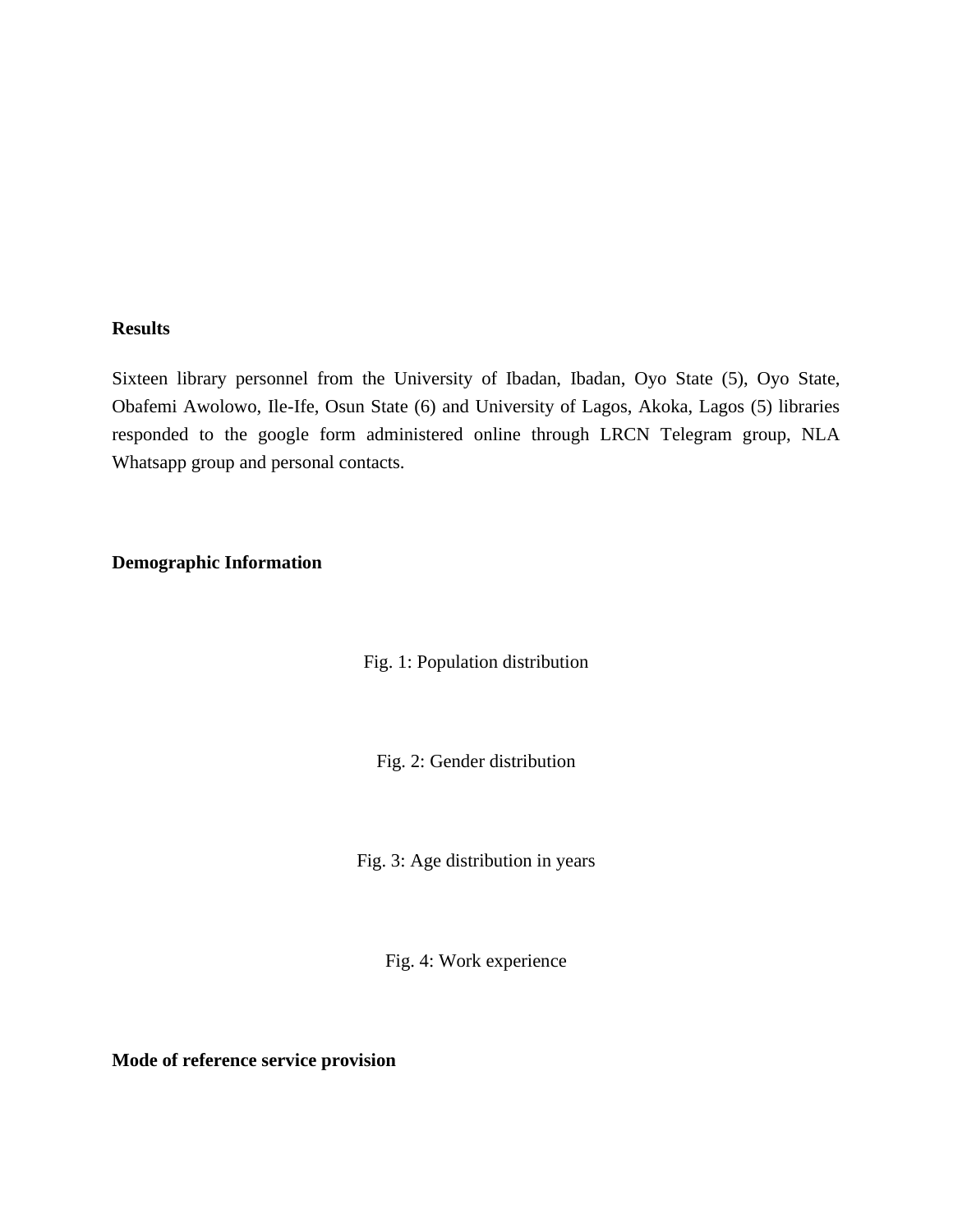**Results**

Sixteen library personnel from the University of Ibadan, Ibadan, Oyo State (5), Oyo State, Obafemi Awolowo, Ile-Ife, Osun State (6) and University of Lagos, Akoka, Lagos (5) libraries responded to the google form administered online through LRCN Telegram group, NLA Whatsapp group and personal contacts.

**Demographic Information**

Fig. 1: Population distribution

Fig. 2: Gender distribution

Fig. 3: Age distribution in years

Fig. 4: Work experience

**Mode of reference service provision**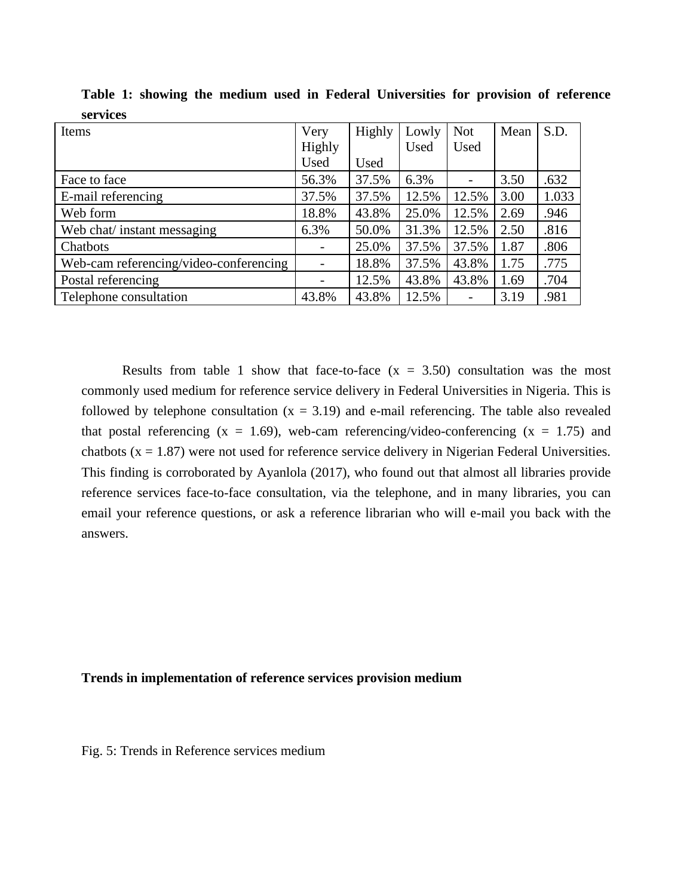**Table 1: showing the medium used in Federal Universities for provision of reference services**

| Items | Very Highly Used | Highly Used | Lowly Used | Not Used | Mean | S.D. |
|---|---|---|---|---|---|---|
| Face to face | 56.3% | 37.5% | 6.3% | - | 3.50 | .632 |
| E-mail referencing | 37.5% | 37.5% | 12.5% | 12.5% | 3.00 | 1.033 |
| Web form | 18.8% | 43.8% | 25.0% | 12.5% | 2.69 | .946 |
| Web chat/ instant messaging | 6.3% | 50.0% | 31.3% | 12.5% | 2.50 | .816 |
| Chatbots | - | 25.0% | 37.5% | 37.5% | 1.87 | .806 |
| Web-cam referencing/video-conferencing | - | 18.8% | 37.5% | 43.8% | 1.75 | .775 |
| Postal referencing | - | 12.5% | 43.8% | 43.8% | 1.69 | .704 |
| Telephone consultation | 43.8% | 43.8% | 12.5% | - | 3.19 | .981 |

Results from table 1 show that face-to-face ($x = 3.50$) consultation was the most commonly used medium for reference service delivery in Federal Universities in Nigeria. This is followed by telephone consultation ($x = 3.19$) and e-mail referencing. The table also revealed that postal referencing ($x = 1.69$), web-cam referencing/video-conferencing ($x = 1.75$) and chatbots ($x = 1.87$) were not used for reference service delivery in Nigerian Federal Universities. This finding is corroborated by Ayanlola (2017), who found out that almost all libraries provide reference services face-to-face consultation, via the telephone, and in many libraries, you can email your reference questions, or ask a reference librarian who will e-mail you back with the answers.

**Trends in implementation of reference services provision medium**

Fig. 5: Trends in Reference services medium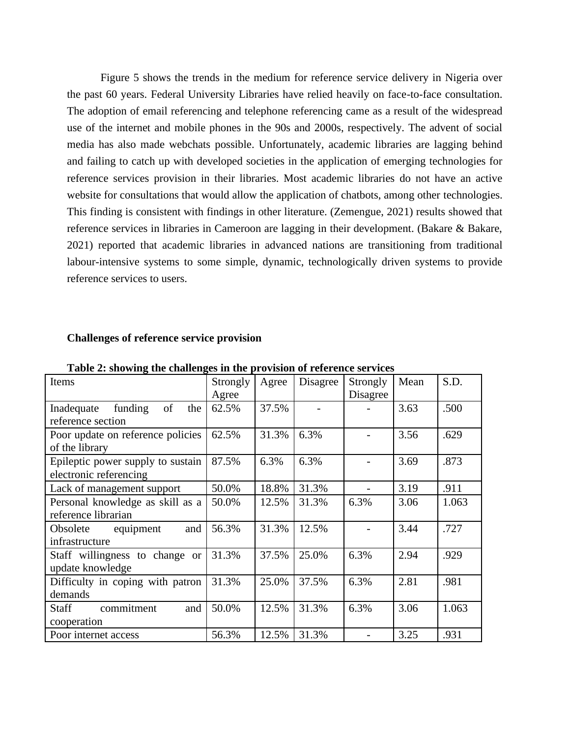Figure 5 shows the trends in the medium for reference service delivery in Nigeria over the past 60 years. Federal University Libraries have relied heavily on face-to-face consultation. The adoption of email referencing and telephone referencing came as a result of the widespread use of the internet and mobile phones in the 90s and 2000s, respectively. The advent of social media has also made webchats possible. Unfortunately, academic libraries are lagging behind and failing to catch up with developed societies in the application of emerging technologies for reference services provision in their libraries. Most academic libraries do not have an active website for consultations that would allow the application of chatbots, among other technologies. This finding is consistent with findings in other literature. (Zemengue, 2021) results showed that reference services in libraries in Cameroon are lagging in their development. (Bakare & Bakare, 2021) reported that academic libraries in advanced nations are transitioning from traditional labour-intensive systems to some simple, dynamic, technologically driven systems to provide reference services to users.

**Challenges of reference service provision**

**Table 2: showing the challenges in the provision of reference services**

| Items | Strongly Agree | Agree | Disagree | Strongly Disagree | Mean | S.D. |
|---|---|---|---|---|---|---|
| Inadequate funding of the reference section | 62.5% | 37.5% | - | - | 3.63 | .500 |
| Poor update on reference policies of the library | 62.5% | 31.3% | 6.3% | - | 3.56 | .629 |
| Epileptic power supply to sustain electronic referencing | 87.5% | 6.3% | 6.3% | - | 3.69 | .873 |
| Lack of management support | 50.0% | 18.8% | 31.3% | - | 3.19 | .911 |
| Personal knowledge as skill as a reference librarian | 50.0% | 12.5% | 31.3% | 6.3% | 3.06 | 1.063 |
| Obsolete equipment and infrastructure | 56.3% | 31.3% | 12.5% | - | 3.44 | .727 |
| Staff willingness to change or update knowledge | 31.3% | 37.5% | 25.0% | 6.3% | 2.94 | .929 |
| Difficulty in coping with patron demands | 31.3% | 25.0% | 37.5% | 6.3% | 2.81 | .981 |
| Staff commitment and cooperation | 50.0% | 12.5% | 31.3% | 6.3% | 3.06 | 1.063 |
| Poor internet access | 56.3% | 12.5% | 31.3% | - | 3.25 | .931 |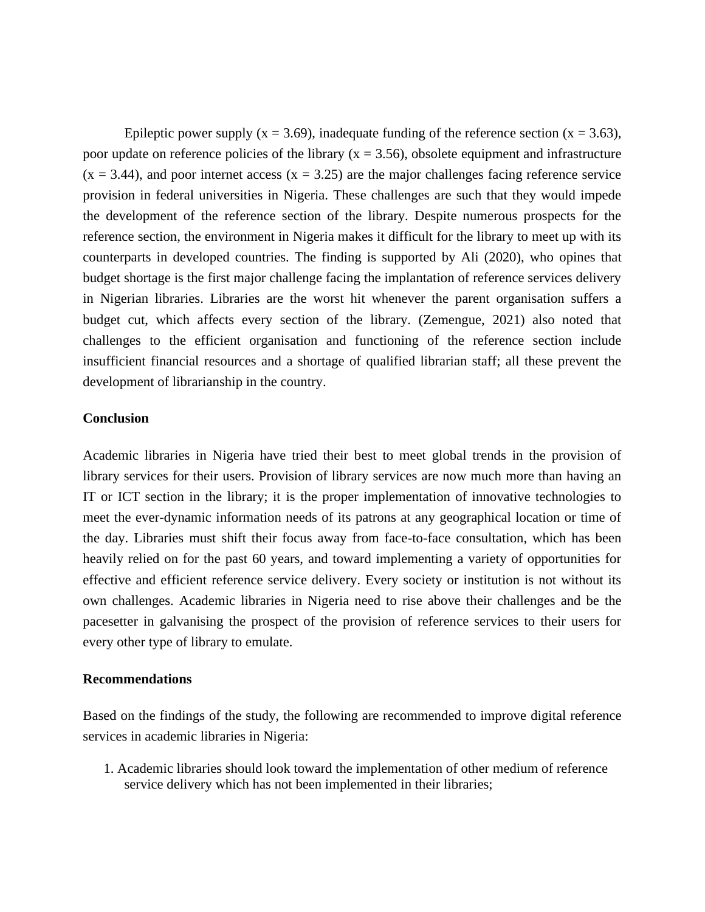Epileptic power supply ($x = 3.69$), inadequate funding of the reference section ($x = 3.63$), poor update on reference policies of the library ($x = 3.56$), obsolete equipment and infrastructure ($x = 3.44$), and poor internet access ($x = 3.25$) are the major challenges facing reference service provision in federal universities in Nigeria. These challenges are such that they would impede the development of the reference section of the library. Despite numerous prospects for the reference section, the environment in Nigeria makes it difficult for the library to meet up with its counterparts in developed countries. The finding is supported by Ali (2020), who opines that budget shortage is the first major challenge facing the implantation of reference services delivery in Nigerian libraries. Libraries are the worst hit whenever the parent organisation suffers a budget cut, which affects every section of the library. (Zemengue, 2021) also noted that challenges to the efficient organisation and functioning of the reference section include insufficient financial resources and a shortage of qualified librarian staff; all these prevent the development of librarianship in the country.

**Conclusion**

Academic libraries in Nigeria have tried their best to meet global trends in the provision of library services for their users. Provision of library services are now much more than having an IT or ICT section in the library; it is the proper implementation of innovative technologies to meet the ever-dynamic information needs of its patrons at any geographical location or time of the day. Libraries must shift their focus away from face-to-face consultation, which has been heavily relied on for the past 60 years, and toward implementing a variety of opportunities for effective and efficient reference service delivery. Every society or institution is not without its own challenges. Academic libraries in Nigeria need to rise above their challenges and be the pacesetter in galvanising the prospect of the provision of reference services to their users for every other type of library to emulate.

**Recommendations**

Based on the findings of the study, the following are recommended to improve digital reference services in academic libraries in Nigeria:

1. Academic libraries should look toward the implementation of other medium of reference service delivery which has not been implemented in their libraries;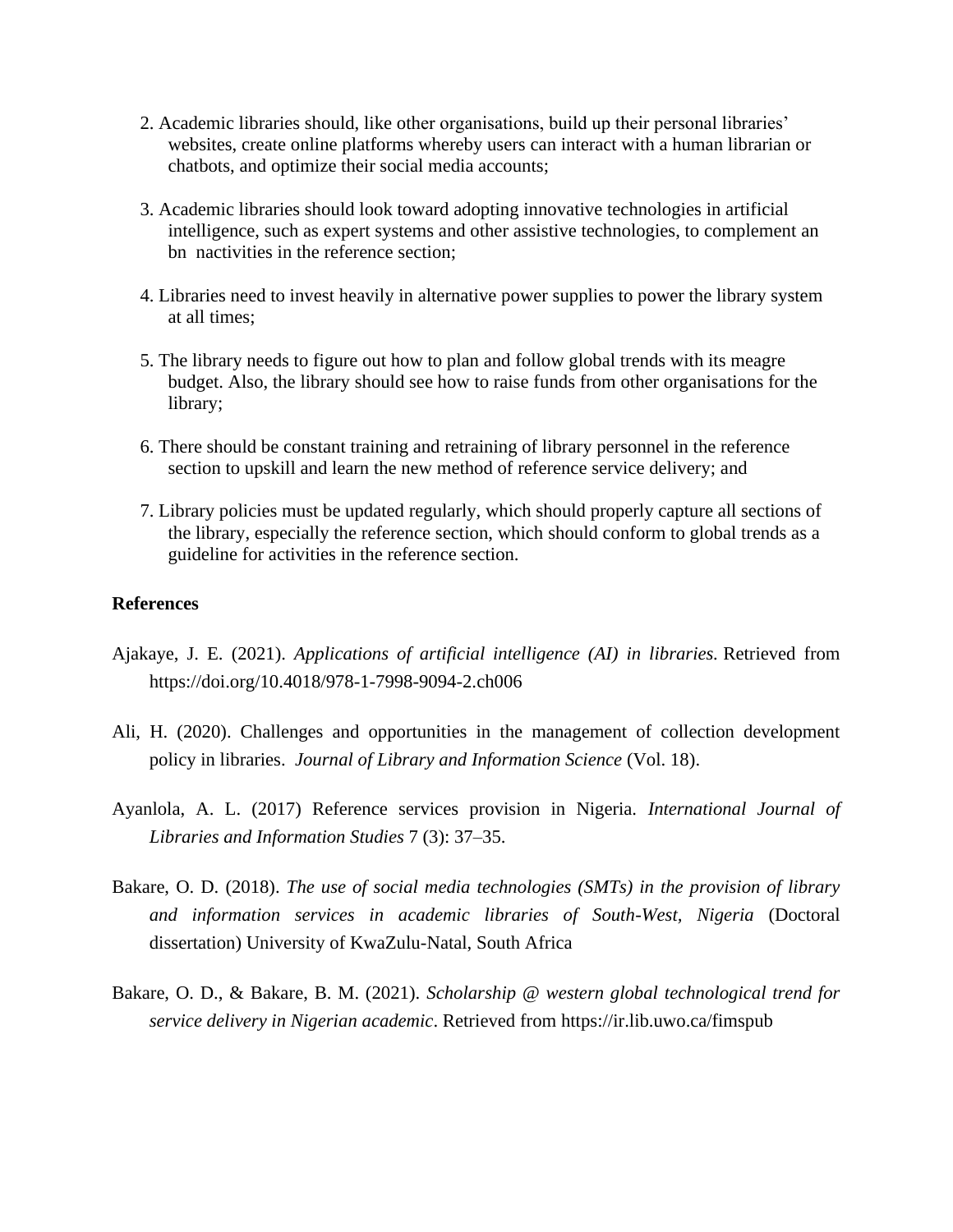2. Academic libraries should, like other organisations, build up their personal libraries' websites, create online platforms whereby users can interact with a human librarian or chatbots, and optimize their social media accounts;

3. Academic libraries should look toward adopting innovative technologies in artificial intelligence, such as expert systems and other assistive technologies, to complement an bn nactivities in the reference section;

4. Libraries need to invest heavily in alternative power supplies to power the library system at all times;

5. The library needs to figure out how to plan and follow global trends with its meagre budget. Also, the library should see how to raise funds from other organisations for the library;

6. There should be constant training and retraining of library personnel in the reference section to upskill and learn the new method of reference service delivery; and

7. Library policies must be updated regularly, which should properly capture all sections of the library, especially the reference section, which should conform to global trends as a guideline for activities in the reference section.

**References**

Ajakaye, J. E. (2021). *Applications of artificial intelligence (AI) in libraries*. Retrieved from https://doi.org/10.4018/978-1-7998-9094-2.ch006

Ali, H. (2020). Challenges and opportunities in the management of collection development policy in libraries. *Journal of Library and Information Science* (Vol. 18).

Ayanlola, A. L. (2017) Reference services provision in Nigeria. *International Journal of Libraries and Information Studies* 7 (3): 37–35.

Bakare, O. D. (2018). *The use of social media technologies (SMTs) in the provision of library and information services in academic libraries of South-West, Nigeria* (Doctoral dissertation) University of KwaZulu-Natal, South Africa

Bakare, O. D., & Bakare, B. M. (2021). *Scholarship @ western global technological trend for service delivery in Nigerian academic*. Retrieved from https://ir.lib.uwo.ca/fimspub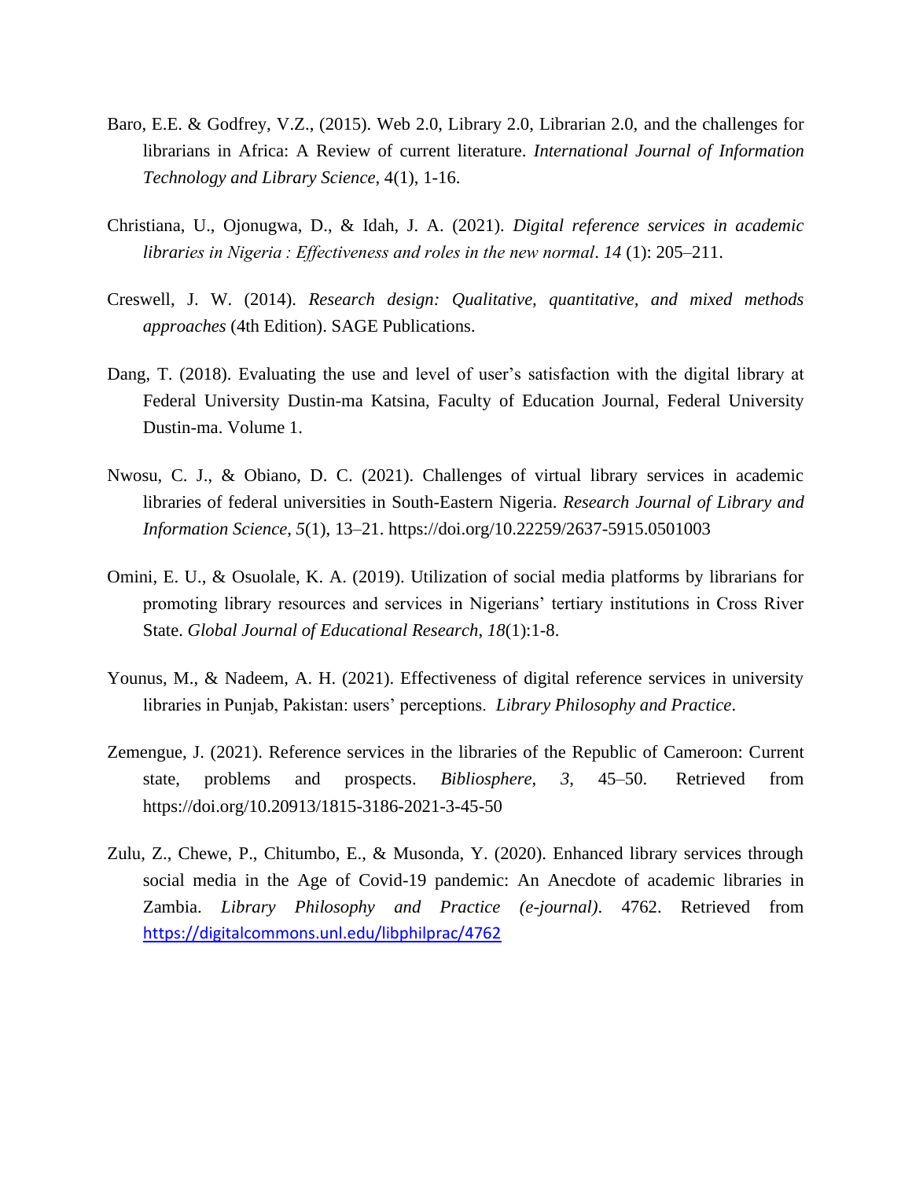Baro, E.E. & Godfrey, V.Z., (2015). Web 2.0, Library 2.0, Librarian 2.0, and the challenges for librarians in Africa: A Review of current literature. *International Journal of Information Technology and Library Science*, 4(1), 1-16.

Christiana, U., Ojonugwa, D., & Idah, J. A. (2021). *Digital reference services in academic libraries in Nigeria : Effectiveness and roles in the new normal*. *14* (1): 205–211.

Creswell, J. W. (2014). *Research design: Qualitative, quantitative, and mixed methods approaches* (4th Edition). SAGE Publications.

Dang, T. (2018). Evaluating the use and level of user's satisfaction with the digital library at Federal University Dustin-ma Katsina, Faculty of Education Journal, Federal University Dustin-ma. Volume 1.

Nwosu, C. J., & Obiano, D. C. (2021). Challenges of virtual library services in academic libraries of federal universities in South-Eastern Nigeria. *Research Journal of Library and Information Science*, *5*(1), 13–21. https://doi.org/10.22259/2637-5915.0501003

Omini, E. U., & Osuolale, K. A. (2019). Utilization of social media platforms by librarians for promoting library resources and services in Nigerians' tertiary institutions in Cross River State. *Global Journal of Educational Research*, *18*(1):1-8.

Younus, M., & Nadeem, A. H. (2021). Effectiveness of digital reference services in university libraries in Punjab, Pakistan: users' perceptions. *Library Philosophy and Practice*.

Zemengue, J. (2021). Reference services in the libraries of the Republic of Cameroon: Current state, problems and prospects. *Bibliosphere*, *3*, 45–50. Retrieved from https://doi.org/10.20913/1815-3186-2021-3-45-50

Zulu, Z., Chewe, P., Chitumbo, E., & Musonda, Y. (2020). Enhanced library services through social media in the Age of Covid-19 pandemic: An Anecdote of academic libraries in Zambia. *Library Philosophy and Practice (e-journal)*. 4762. Retrieved from https://digitalcommons.unl.edu/libphilprac/4762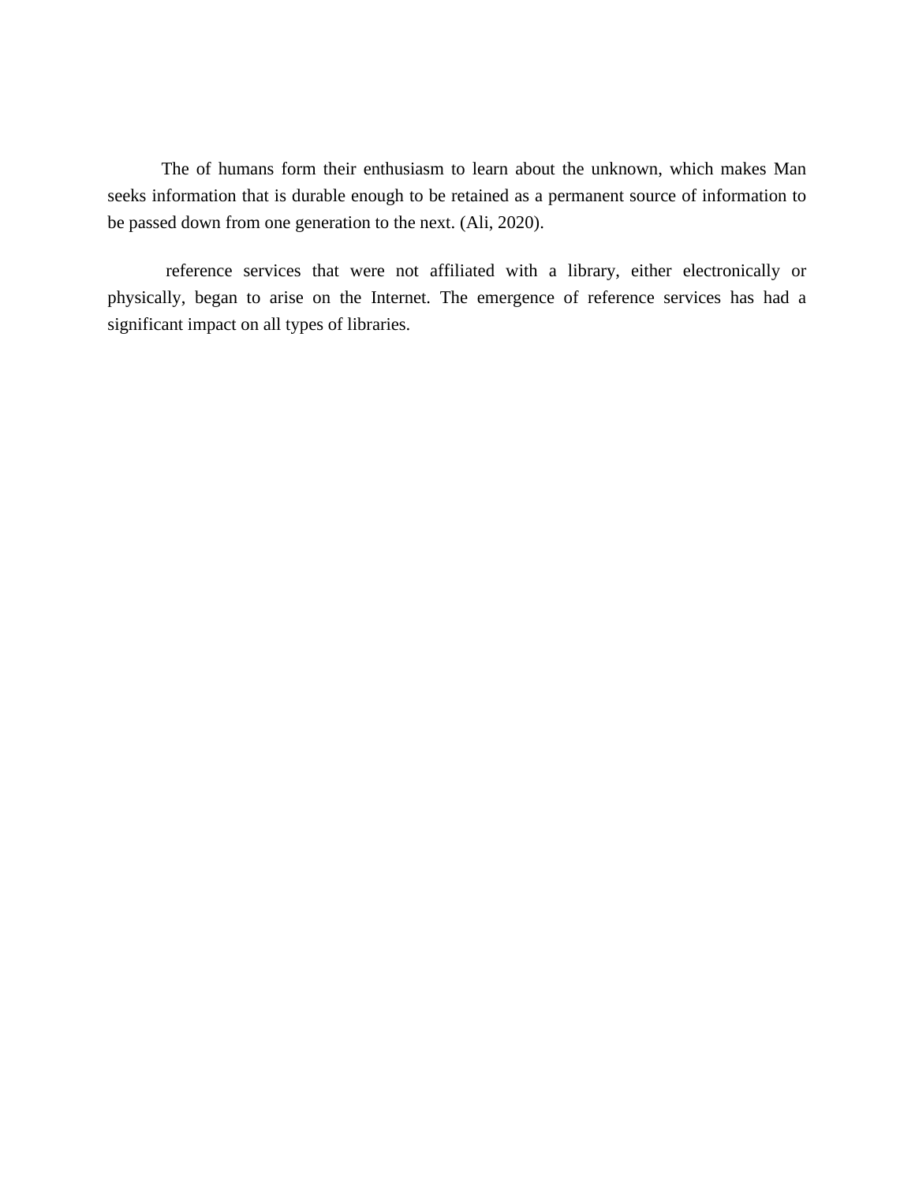The of humans form their enthusiasm to learn about the unknown, which makes Man seeks information that is durable enough to be retained as a permanent source of information to be passed down from one generation to the next. (Ali, 2020).

reference services that were not affiliated with a library, either electronically or physically, began to arise on the Internet. The emergence of reference services has had a significant impact on all types of libraries.